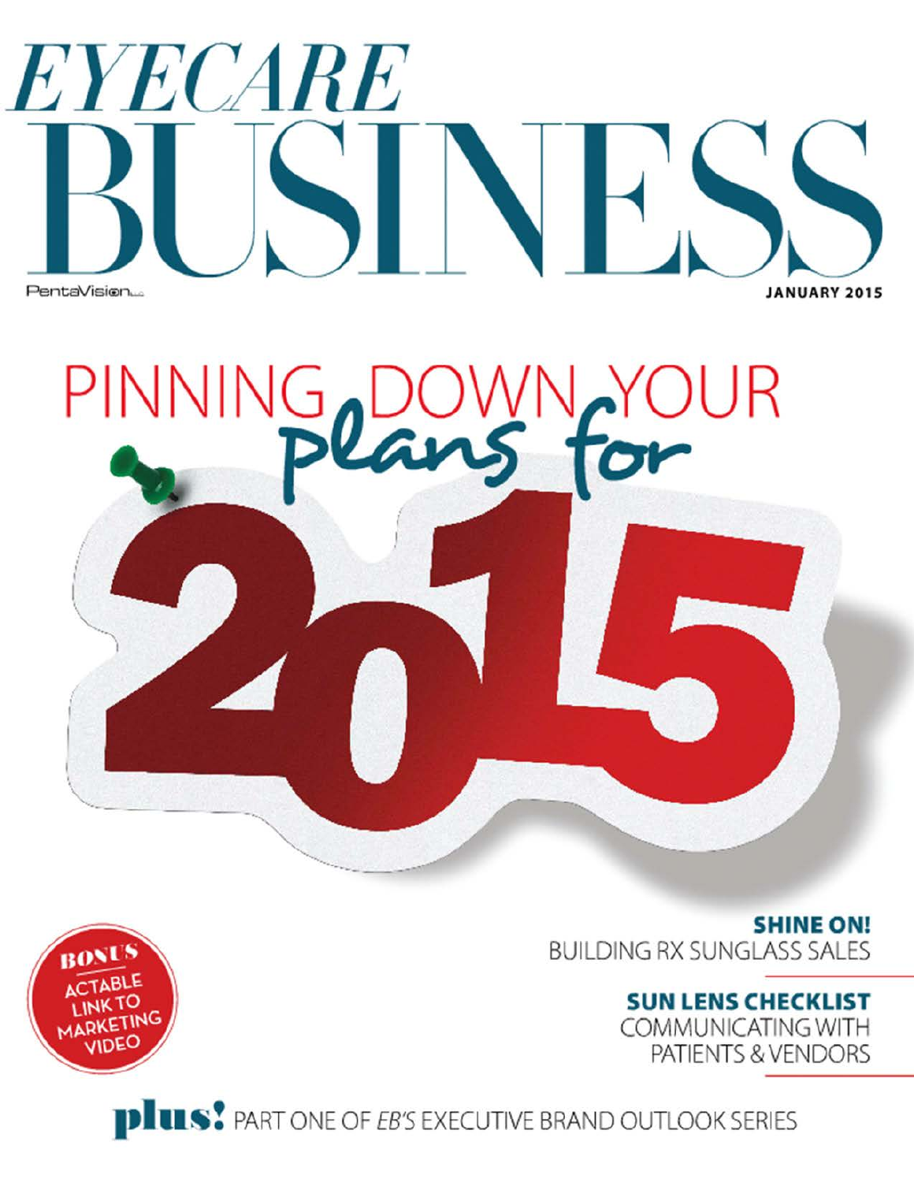# EYECARE BUSINESS

PentaVision

JANUARY 2015

## PINNING DOWN YOUR *plans for* 2015

BONUS ACTABLE LINK TO MARKETING VIDEO

**SHINE ON!**
BUILDING RX SUNGLASS SALES

**SUN LENS CHECKLIST**
COMMUNICATING WITH PATIENTS & VENDORS

**plus!** PART ONE OF *EB'S* EXECUTIVE BRAND OUTLOOK SERIES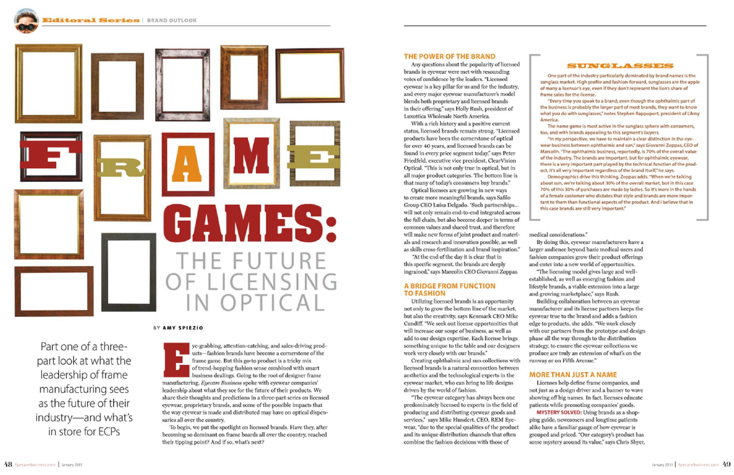# FRAME GAMES: THE FUTURE OF LICENSING IN OPTICAL

BY **AMY SPIEZIO**

Part one of a three-part look at what the leadership of frame manufacturing sees as the future of their industry—and what's in store for ECPs

Eye-grabbing, attention-catching, and sales-driving products—fashion brands have become a cornerstone of the frame game. But this go-to product is a tricky mix of trend-hopping fashion sense combined with smart business dealings. Going to the root of designer frame manufacturing, *Eyecare Business* spoke with eyewear companies' leadership about what they see for the future of their products. We share their thoughts and predictions in a three-part series on licensed eyewear, proprietary brands, and some of the possible impacts that the way eyewear is made and distributed may have on optical dispensaries all over the country.

To begin, we put the spotlight on licensed brands. Have they, after becoming so dominant on frame boards all over the country, reached their tipping point? And if so, what's next?

## THE POWER OF THE BRAND

Any questions about the popularity of licensed brands in eyewear were met with resounding votes of confidence by the leaders. "Licensed eyewear is a key pillar for us and for the industry, and every major eyewear manufacturer's model blends both proprietary and licensed brands in their offering," says Holly Rush, president of Luxottica Wholesale North America.

With a rich history and a positive current status, licensed brands remain strong. "Licensed products have been the cornerstone of optical for over 40 years, and licensed brands can be found in every price segment today," says Peter Friedfeld, executive vice president, ClearVision Optical. "This is not only true in optical, but in all major product categories. The bottom line is that many of today's consumers buy brands."

Optical licenses are growing in new ways to create more meaningful brands, says Safilo Group CEO Luisa Delgado. "Such partnerships... will not only remain end-to-end integrated across the full chain, but also become deeper in terms of common values and shared trust, and therefore will make new forms of joint product and materials and research and innovation possible, as well as skills cross-fertilization and brand inspiration."

"At the end of the day it is clear that in this specific segment, the brands are deeply ingrained," says Marcolin CEO Giovanni Zoppas.

## A BRIDGE FROM FUNCTION TO FASHION

Utilizing licensed brands is an opportunity not only to grow the bottom line of the market, but also the creativity, says Kenmark CEO Mike Cundiff. "We seek out license opportunities that will increase our scope of business, as well as add to our design expertise. Each license brings something unique to the table and our designers work very closely with our brands."

Creating ophthalmic and sun collections with licensed brands is a natural connection between aesthetics and the technological experts in the eyewear market, who can bring to life designs driven by the world of fashion.

"The eyewear category has always been one predominately licensed to experts in the field of producing and distributing eyewear goods and services," says Mike Hundert, CEO, REM Eyewear, "due to the special qualities of the product and its unique distribution channels that often combine the fashion decisions with those of medical considerations."

By doing this, eyewear manufacturers have a larger audience beyond basic medical users and fashion companies grow their product offerings and enter into a new world of opportunities.

"The licensing model gives large and well-established, as well as emerging fashion and lifestyle brands, a viable extension into a large and growing marketplace," says Rush.

Building collaboration between an eyewear manufacturer and its license partners keeps the eyewear true to the brand and adds a fashion edge to products, she adds. "We work closely with our partners from the prototype and design phase all the way through to the distribution strategy, to ensure the eyewear collections we produce are truly an extension of what's on the runway or on Fifth Avenue."

## MORE THAN JUST A NAME

Licenses help define frame companies, and not just as a design driver and a banner to wave showing off big names. In fact, licenses educate patients while promoting companies' goods.

**MYSTERY SOLVED:** Using brands as a shopping guide, newcomers and longtime patients alike have a familiar gauge of how eyewear is grouped and priced. "Our category's product has some mystery around its value," says Chris Shyer,

## SUNGLASSES

One part of the industry particularly dominated by brand names is the sunglass market. High profile and fashion-forward, sunglasses are the apple of many a licensor's eye, even if they don't represent the lion's share of frame sales for the license.

"Every time you speak to a brand, even though the ophthalmic part of the business is probably the larger part of most brands, they want to know what you do with sunglasses," notes Stephen Rappoport, president of L'Amy America.

The name game is most active in the sunglass sphere with consumers, too, and with brands appealing to this segment's buyers.

"In my perspective, we have to maintain a clear distinction in the eyewear business between ophthalmic and sun," says Giovanni Zoppas, CEO of Marcolin. "The ophthalmic business, reportedly, is 70% of the overall value of the industry. The brands are important, but for ophthalmic eyewear, there is a very important part played by the technical function of the product, it's all very important regardless of the brand itself," he says.

Demographics drive this thinking, Zoppas adds. "When we're talking about sun, we're talking about 30% of the overall market, but in this case 70% of this 30% of purchases are made by ladies. So it's more in the hands of a female customer who dictates that style and brands are more important to them than functional aspects of the product. And I believe that in this case brands are still very important."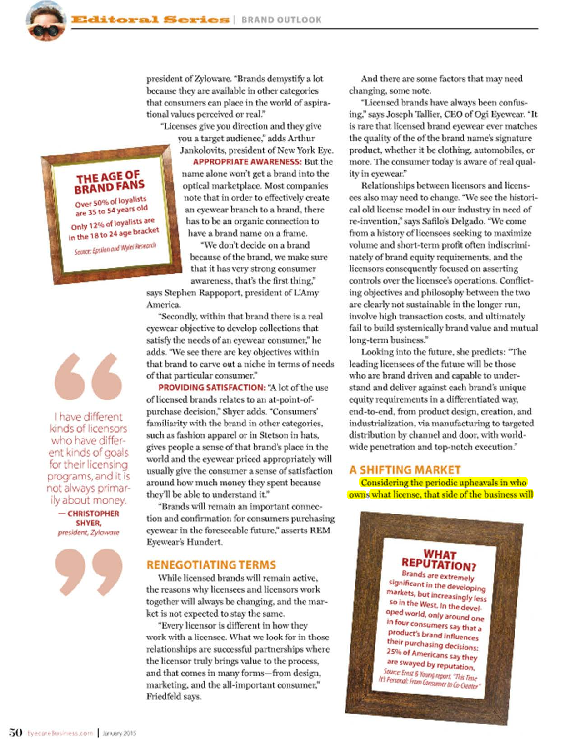president of Zyloware. "Brands demystify a lot because they are available in other categories that consumers can place in the world of aspirational values perceived or real."

"Licenses give you direction and they give you a target audience," adds Arthur Jankolovits, president of New York Eye.

> **THE AGE OF BRAND FANS**
>
> Over 50% of loyalists are 35 to 54 years old
>
> Only 12% of loyalists are in the 18 to 24 age bracket
>
> *Source: Epsilon and Wylei Research*

**APPROPRIATE AWARENESS:** But the name alone won't get a brand into the optical marketplace. Most companies note that in order to effectively create an eyewear branch to a brand, there has to be an organic connection to have a brand name on a frame.

"We don't decide on a brand because of the brand, we make sure that it has very strong consumer awareness, that's the first thing," says Stephen Rappoport, president of L'Amy America.

"Secondly, within that brand there is a real eyewear objective to develop collections that satisfy the needs of an eyewear consumer," he adds. "We see there are key objectives within that brand to carve out a niche in terms of needs of that particular consumer."

> "I have different kinds of licensors who have different kinds of goals for their licensing programs, and it is not always primarily about money."
>
> — **CHRISTOPHER SHYER,** *president, Zyloware*

**PROVIDING SATISFACTION:** "A lot of the use of licensed brands relates to an at-point-of-purchase decision," Shyer adds. "Consumers' familiarity with the brand in other categories, such as fashion apparel or in Stetson in hats, gives people a sense of that brand's place in the world and the eyewear priced appropriately will usually give the consumer a sense of satisfaction around how much money they spent because they'll be able to understand it."

"Brands will remain an important connection and confirmation for consumers purchasing eyewear in the foreseeable future," asserts REM Eyewear's Hundert.

## RENEGOTIATING TERMS

While licensed brands will remain active, the reasons why licensees and licensors work together will always be changing, and the market is not expected to stay the same.

"Every licensor is different in how they work with a licensee. What we look for in those relationships are successful partnerships where the licensor truly brings value to the process, and that comes in many forms—from design, marketing, and the all-important consumer," Friedfeld says.

And there are some factors that may need changing, some note.

"Licensed brands have always been confusing," says Joseph Tallier, CEO of Ogi Eyewear. "It is rare that licensed brand eyewear ever matches the quality of the of the brand name's signature product, whether it be clothing, automobiles, or more. The consumer today is aware of real quality in eyewear."

Relationships between licensors and licensees also may need to change. "We see the historical old license model in our industry in need of re-invention," says Safilo's Delgado. "We come from a history of licensees seeking to maximize volume and short-term profit often indiscriminately of brand equity requirements, and the licensors consequently focused on asserting controls over the licensee's operations. Conflicting objectives and philosophy between the two are clearly not sustainable in the longer run, involve high transaction costs, and ultimately fail to build systemically brand value and mutual long-term business."

Looking into the future, she predicts: "The leading licensees of the future will be those who are brand driven and capable to understand and deliver against each brand's unique equity requirements in a differentiated way, end-to-end, from product design, creation, and industrialization, via manufacturing to targeted distribution by channel and door, with worldwide penetration and top-notch execution."

## A SHIFTING MARKET

Considering the periodic upheavals in who owns what license, that side of the business will

> **WHAT REPUTATION?**
>
> Brands are extremely significant in the developing markets, but increasingly less so in the West. In the developed world, only around one in four consumers say that a product's brand influences their purchasing decisions: 25% of Americans say they are swayed by reputation.
>
> *Source: Ernst & Young report, "This Time It's Personal: From Consumer to Co-Creator"*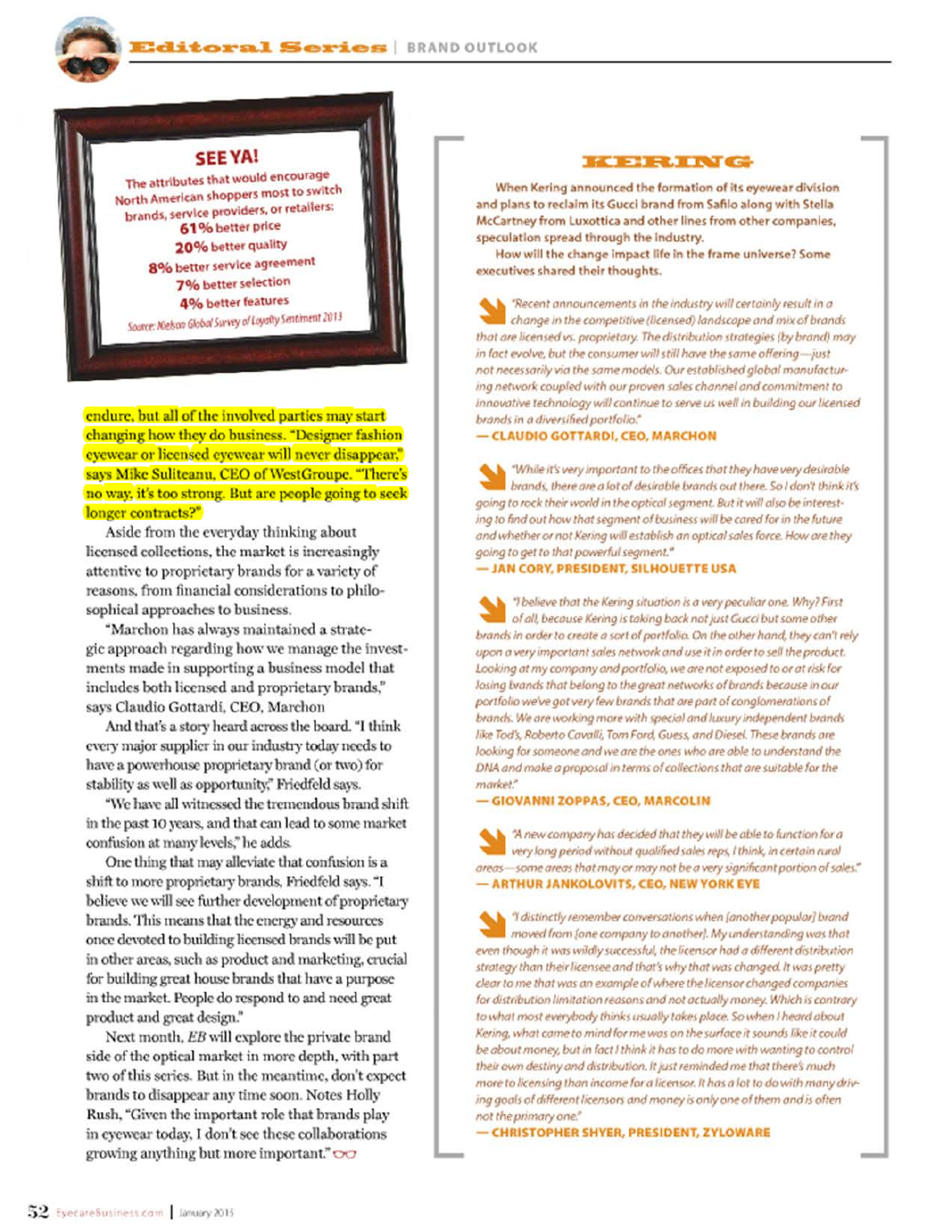## SEE YA!

The attributes that would encourage North American shoppers most to switch brands, service providers, or retailers:

**61%** better price
**20%** better quality
**8%** better service agreement
**7%** better selection
**4%** better features

*Source: Nielsen Global Survey of Loyalty Sentiment 2013*

endure, but all of the involved parties may start changing how they do business. "Designer fashion eyewear or licensed eyewear will never disappear," says Mike Suliteanu, CEO of WestGroupe. "There's no way, it's too strong. But are people going to seek longer contracts?"

Aside from the everyday thinking about licensed collections, the market is increasingly attentive to proprietary brands for a variety of reasons, from financial considerations to philosophical approaches to business.

"Marchon has always maintained a strategic approach regarding how we manage the investments made in supporting a business model that includes both licensed and proprietary brands," says Claudio Gottardi, CEO, Marchon

And that's a story heard across the board. "I think every major supplier in our industry today needs to have a powerhouse proprietary brand (or two) for stability as well as opportunity," Friedfeld says.

"We have all witnessed the tremendous brand shift in the past 10 years, and that can lead to some market confusion at many levels," he adds.

One thing that may alleviate that confusion is a shift to more proprietary brands, Friedfeld says. "I believe we will see further development of proprietary brands. This means that the energy and resources once devoted to building licensed brands will be put in other areas, such as product and marketing, crucial for building great house brands that have a purpose in the market. People do respond to and need great product and great design."

Next month, *EB* will explore the private brand side of the optical market in more depth, with part two of this series. But in the meantime, don't expect brands to disappear any time soon. Notes Holly Rush, "Given the important role that brands play in eyewear today, I don't see these collaborations growing anything but more important."

## KERING

When Kering announced the formation of its eyewear division and plans to reclaim its Gucci brand from Safilo along with Stella McCartney from Luxottica and other lines from other companies, speculation spread through the industry.

How will the change impact life in the frame universe? Some executives shared their thoughts.

*"Recent announcements in the industry will certainly result in a change in the competitive (licensed) landscape and mix of brands that are licensed vs. proprietary. The distribution strategies (by brand) may in fact evolve, but the consumer will still have the same offering—just not necessarily via the same models. Our established global manufacturing network coupled with our proven sales channel and commitment to innovative technology will continue to serve us well in building our licensed brands in a diversified portfolio."*
**— CLAUDIO GOTTARDI, CEO, MARCHON**

*"While it's very important to the offices that they have very desirable brands, there are a lot of desirable brands out there. So I don't think it's going to rock their world in the optical segment. But it will also be interesting to find out how that segment of business will be cared for in the future and whether or not Kering will establish an optical sales force. How are they going to get to that powerful segment."*
**— JAN CORY, PRESIDENT, SILHOUETTE USA**

*"I believe that the Kering situation is a very peculiar one. Why? First of all, because Kering is taking back not just Gucci but some other brands in order to create a sort of portfolio. On the other hand, they can't rely upon a very important sales network and use it in order to sell the product. Looking at my company and portfolio, we are not exposed to or at risk for losing brands that belong to the great networks of brands because in our portfolio we've got very few brands that are part of conglomerations of brands. We are working more with special and luxury independent brands like Tod's, Roberto Cavalli, Tom Ford, Guess, and Diesel. These brands are looking for someone and we are the ones who are able to understand the DNA and make a proposal in terms of collections that are suitable for the market."*
**— GIOVANNI ZOPPAS, CEO, MARCOLIN**

*"A new company has decided that they will be able to function for a very long period without qualified sales reps, I think, in certain rural areas—some areas that may or may not be a very significant portion of sales."*
**— ARTHUR JANKOLOVITS, CEO, NEW YORK EYE**

*"I distinctly remember conversations when [another popular] brand moved from [one company to another]. My understanding was that even though it was wildly successful, the licensor had a different distribution strategy than their licensee and that's why that was changed. It was pretty clear to me that was an example of where the licensor changed companies for distribution limitation reasons and not actually money. Which is contrary to what most everybody thinks usually takes place. So when I heard about Kering, what came to mind for me was on the surface it sounds like it could be about money, but in fact I think it has to do more with wanting to control their own destiny and distribution. It just reminded me that there's much more to licensing than income for a licensor. It has a lot to do with many driving goals of different licensors and money is only one of them and is often not the primary one."*
**— CHRISTOPHER SHYER, PRESIDENT, ZYLOWARE**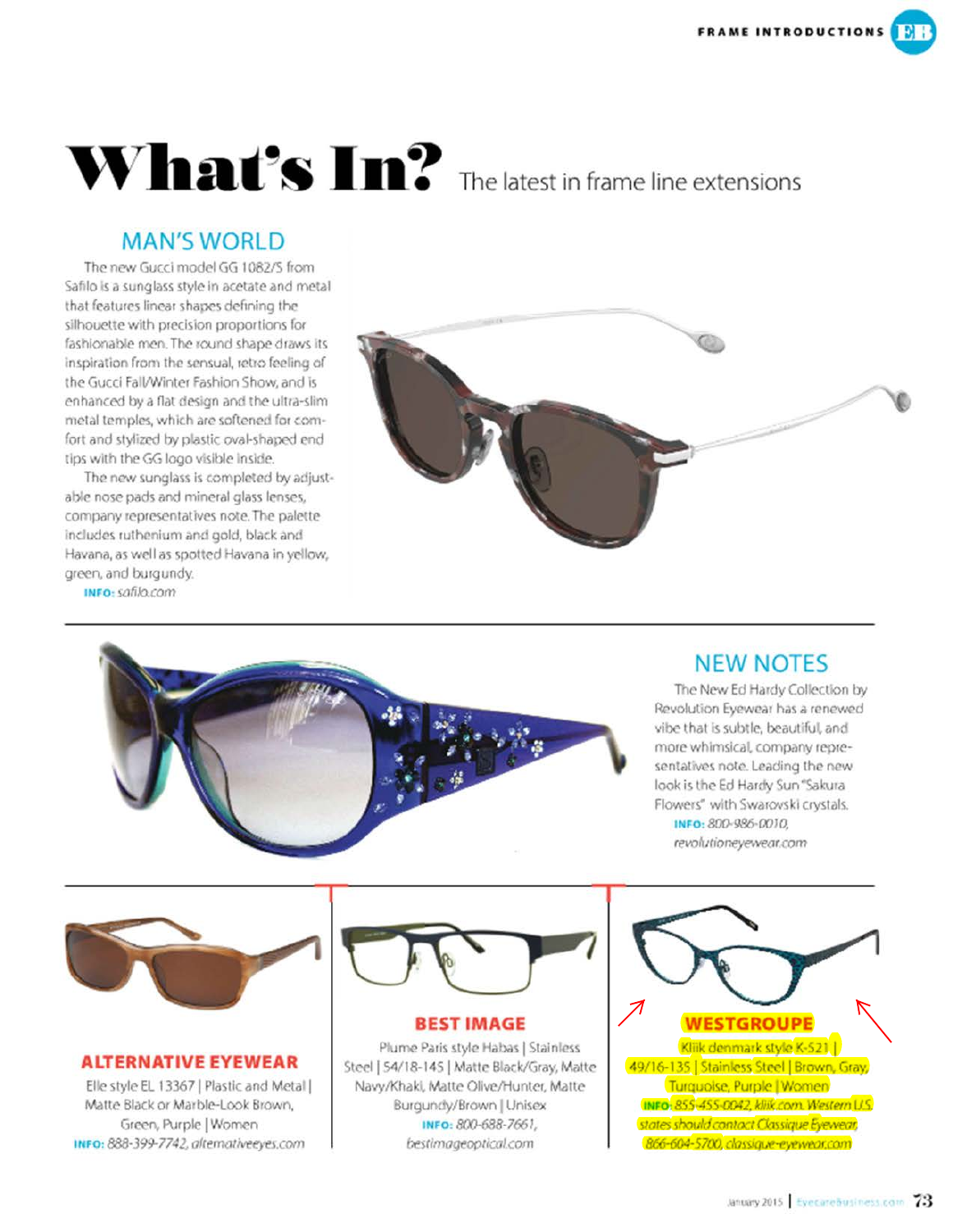# What's In? The latest in frame line extensions

## MAN'S WORLD

The new Gucci model GG 1082/S from Safilo is a sunglass style in acetate and metal that features linear shapes defining the silhouette with precision proportions for fashionable men. The round shape draws its inspiration from the sensual, retro feeling of the Gucci Fall/Winter Fashion Show, and is enhanced by a flat design and the ultra-slim metal temples, which are softened for comfort and stylized by plastic oval-shaped end tips with the GG logo visible inside.

The new sunglass is completed by adjustable nose pads and mineral glass lenses, company representatives note. The palette includes ruthenium and gold, black and Havana, as well as spotted Havana in yellow, green, and burgundy.

**INFO:** *safilo.com*

## NEW NOTES

The New Ed Hardy Collection by Revolution Eyewear has a renewed vibe that is subtle, beautiful, and more whimsical, company representatives note. Leading the new look is the Ed Hardy Sun "Sakura Flowers" with Swarovski crystals.

**INFO:** *800-986-0010, revolutioneyewear.com*

## ALTERNATIVE EYEWEAR

Elle style EL 13367 | Plastic and Metal | Matte Black or Marble-Look Brown, Green, Purple | Women

**INFO:** *888-399-7742, alternativeeyes.com*

## BEST IMAGE

Plume Paris style Habas | Stainless Steel | 54/18-145 | Matte Black/Gray, Matte Navy/Khaki, Matte Olive/Hunter, Matte Burgundy/Brown | Unisex

**INFO:** *800-688-7661, bestimageoptical.com*

## WESTGROUPE

Kliik denmark style K-521 | 49/16-135 | Stainless Steel | Brown, Gray, Turquoise, Purple | Women

**INFO:** *855-455-0042, kliik.com. Western U.S. states should contact Classique Eyewear, 866-604-5700, classique-eyewear.com*